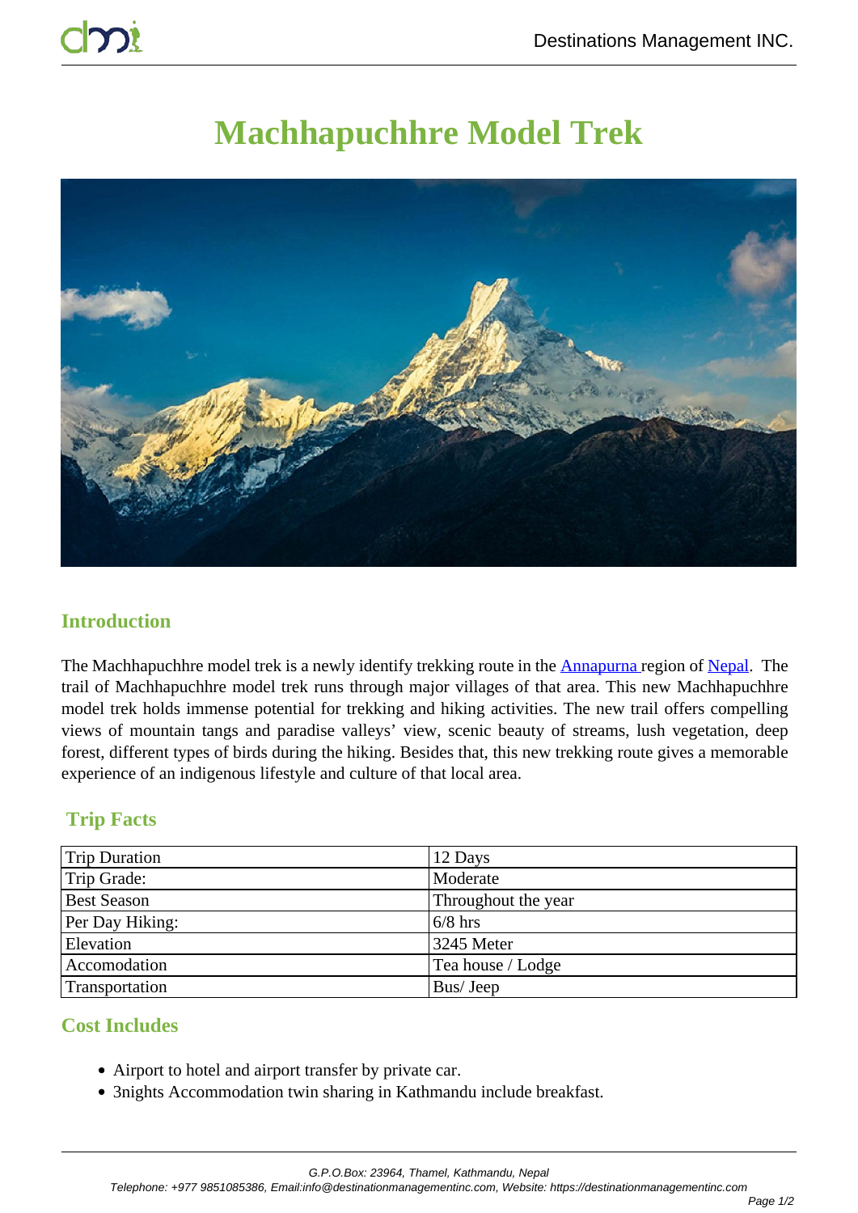# Machhapuchhre Model Trek

## Introduction

The Machhapuchhre model trek is a newly identify trekking route in the Annapurna region of Nepal. The trail of Machhapuchhre model trek runs through major villages of that area. This new Machhapuchhre model trek holds immense potential for trekking and hiking activities. The new trail offers compelling views of mountain tangs and paradise valleys' view, scenic beauty of streams, lush vegetation, deep forest, different types of birds during the hiking. Besides that, this new trekking route gives a memorable experience of an indigenous lifestyle and culture of that local area.

## Trip Facts

| | |
|---|---|
| Trip Duration | 12 Days |
| Trip Grade: | Moderate |
| Best Season | Throughout the year |
| Per Day Hiking: | 6/8 hrs |
| Elevation | 3245 Meter |
| Accomodation | Tea house / Lodge |
| Transportation | Bus/ Jeep |

## Cost Includes

- Airport to hotel and airport transfer by private car.
- 3nights Accommodation twin sharing in Kathmandu include breakfast.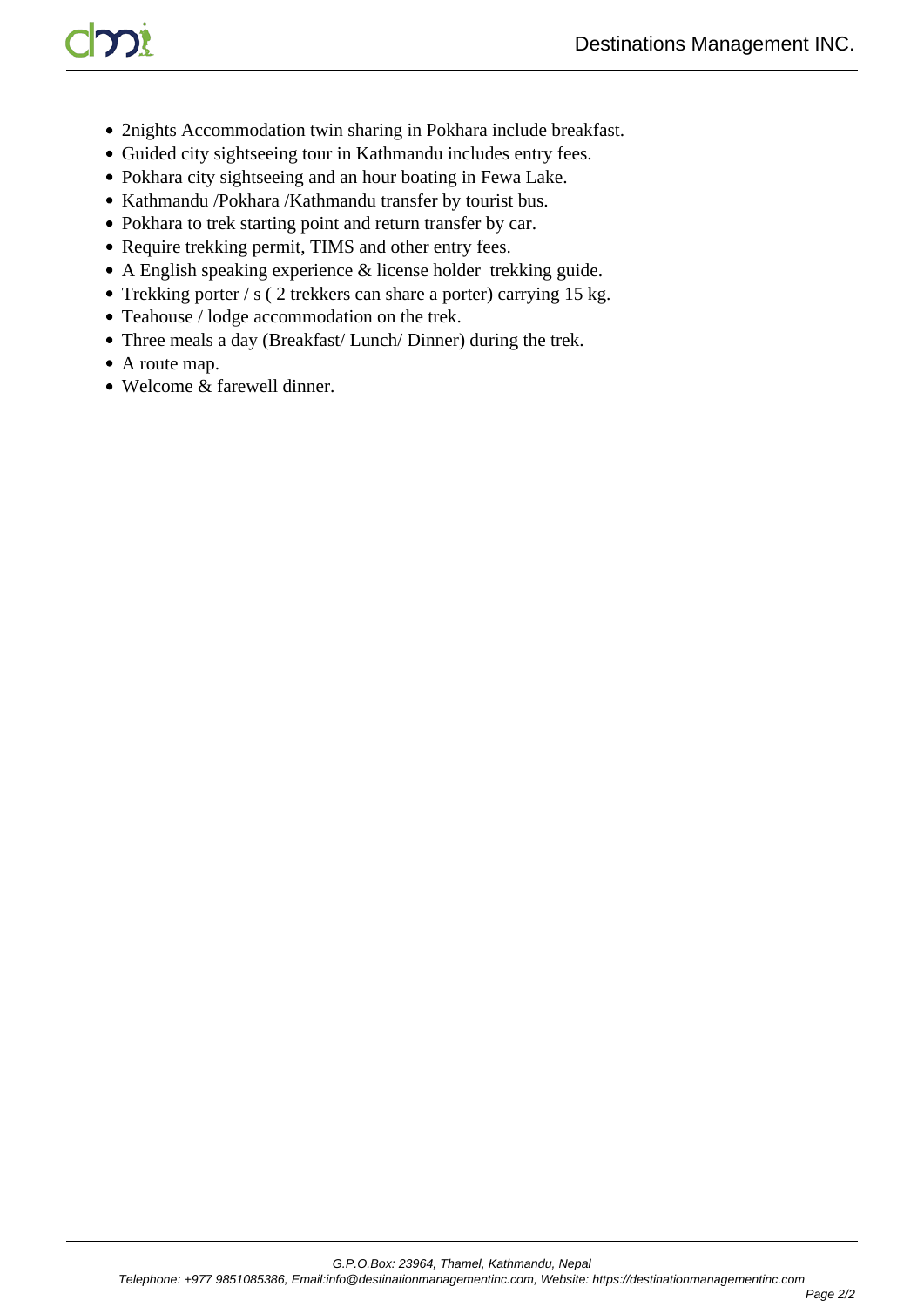- 2nights Accommodation twin sharing in Pokhara include breakfast.
- Guided city sightseeing tour in Kathmandu includes entry fees.
- Pokhara city sightseeing and an hour boating in Fewa Lake.
- Kathmandu /Pokhara /Kathmandu transfer by tourist bus.
- Pokhara to trek starting point and return transfer by car.
- Require trekking permit, TIMS and other entry fees.
- A English speaking experience & license holder trekking guide.
- Trekking porter / s ( 2 trekkers can share a porter) carrying 15 kg.
- Teahouse / lodge accommodation on the trek.
- Three meals a day (Breakfast/ Lunch/ Dinner) during the trek.
- A route map.
- Welcome & farewell dinner.